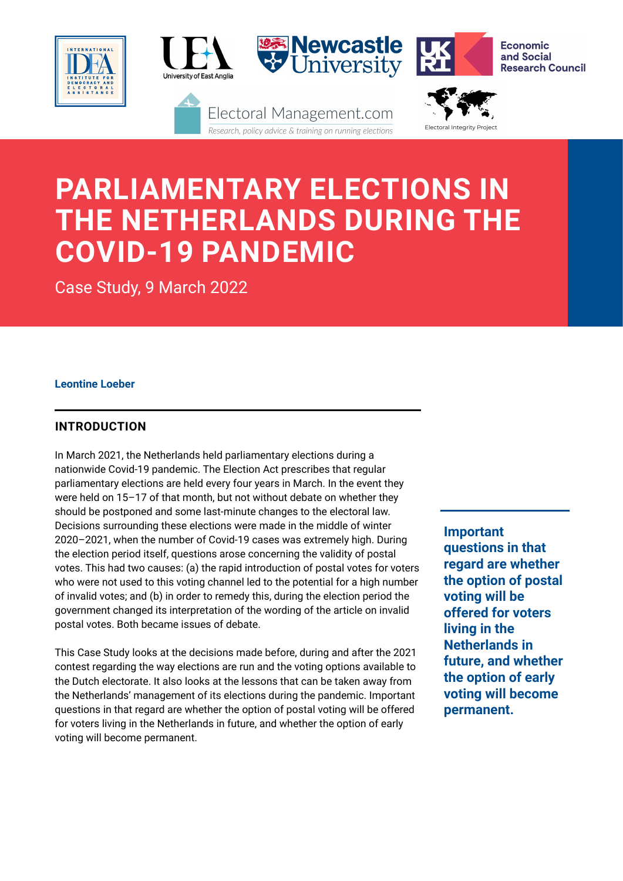# PARLIAMENTARY ELECTIONS IN THE NETHERLANDS DURING THE COVID-19 PANDEMIC

Case Study, 9 March 2022

**Leontine Loeber**

## INTRODUCTION

In March 2021, the Netherlands held parliamentary elections during a nationwide Covid-19 pandemic. The Election Act prescribes that regular parliamentary elections are held every four years in March. In the event they were held on 15–17 of that month, but not without debate on whether they should be postponed and some last-minute changes to the electoral law. Decisions surrounding these elections were made in the middle of winter 2020–2021, when the number of Covid-19 cases was extremely high. During the election period itself, questions arose concerning the validity of postal votes. This had two causes: (a) the rapid introduction of postal votes for voters who were not used to this voting channel led to the potential for a high number of invalid votes; and (b) in order to remedy this, during the election period the government changed its interpretation of the wording of the article on invalid postal votes. Both became issues of debate.

This Case Study looks at the decisions made before, during and after the 2021 contest regarding the way elections are run and the voting options available to the Dutch electorate. It also looks at the lessons that can be taken away from the Netherlands' management of its elections during the pandemic. Important questions in that regard are whether the option of postal voting will be offered for voters living in the Netherlands in future, and whether the option of early voting will become permanent.

**Important questions in that regard are whether the option of postal voting will be offered for voters living in the Netherlands in future, and whether the option of early voting will become permanent.**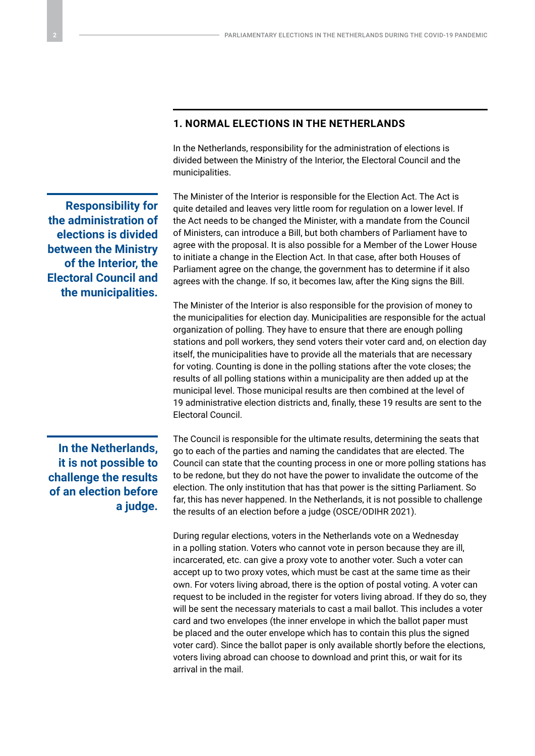## 1. NORMAL ELECTIONS IN THE NETHERLANDS

In the Netherlands, responsibility for the administration of elections is divided between the Ministry of the Interior, the Electoral Council and the municipalities.

**Responsibility for the administration of elections is divided between the Ministry of the Interior, the Electoral Council and the municipalities.**

The Minister of the Interior is responsible for the Election Act. The Act is quite detailed and leaves very little room for regulation on a lower level. If the Act needs to be changed the Minister, with a mandate from the Council of Ministers, can introduce a Bill, but both chambers of Parliament have to agree with the proposal. It is also possible for a Member of the Lower House to initiate a change in the Election Act. In that case, after both Houses of Parliament agree on the change, the government has to determine if it also agrees with the change. If so, it becomes law, after the King signs the Bill.

The Minister of the Interior is also responsible for the provision of money to the municipalities for election day. Municipalities are responsible for the actual organization of polling. They have to ensure that there are enough polling stations and poll workers, they send voters their voter card and, on election day itself, the municipalities have to provide all the materials that are necessary for voting. Counting is done in the polling stations after the vote closes; the results of all polling stations within a municipality are then added up at the municipal level. Those municipal results are then combined at the level of 19 administrative election districts and, finally, these 19 results are sent to the Electoral Council.

**In the Netherlands, it is not possible to challenge the results of an election before a judge.**

The Council is responsible for the ultimate results, determining the seats that go to each of the parties and naming the candidates that are elected. The Council can state that the counting process in one or more polling stations has to be redone, but they do not have the power to invalidate the outcome of the election. The only institution that has that power is the sitting Parliament. So far, this has never happened. In the Netherlands, it is not possible to challenge the results of an election before a judge (OSCE/ODIHR 2021).

During regular elections, voters in the Netherlands vote on a Wednesday in a polling station. Voters who cannot vote in person because they are ill, incarcerated, etc. can give a proxy vote to another voter. Such a voter can accept up to two proxy votes, which must be cast at the same time as their own. For voters living abroad, there is the option of postal voting. A voter can request to be included in the register for voters living abroad. If they do so, they will be sent the necessary materials to cast a mail ballot. This includes a voter card and two envelopes (the inner envelope in which the ballot paper must be placed and the outer envelope which has to contain this plus the signed voter card). Since the ballot paper is only available shortly before the elections, voters living abroad can choose to download and print this, or wait for its arrival in the mail.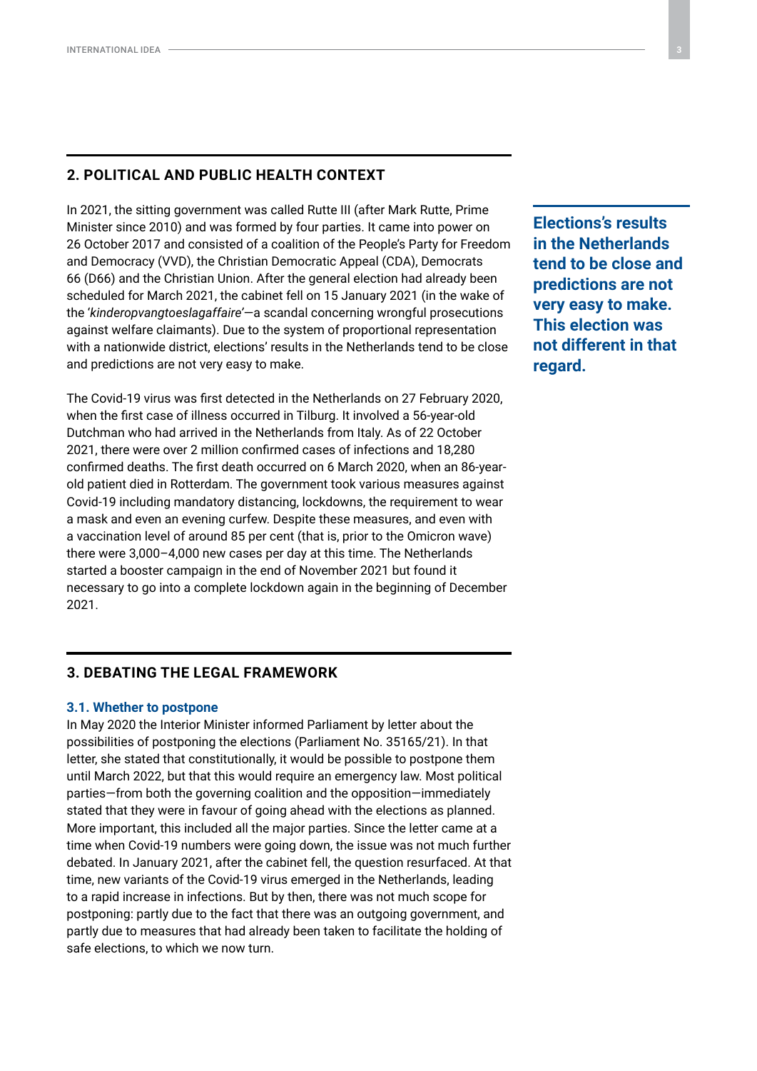## 2. POLITICAL AND PUBLIC HEALTH CONTEXT

In 2021, the sitting government was called Rutte III (after Mark Rutte, Prime Minister since 2010) and was formed by four parties. It came into power on 26 October 2017 and consisted of a coalition of the People's Party for Freedom and Democracy (VVD), the Christian Democratic Appeal (CDA), Democrats 66 (D66) and the Christian Union. After the general election had already been scheduled for March 2021, the cabinet fell on 15 January 2021 (in the wake of the '*kinderopvangtoeslagaffaire*'—a scandal concerning wrongful prosecutions against welfare claimants). Due to the system of proportional representation with a nationwide district, elections' results in the Netherlands tend to be close and predictions are not very easy to make.

**Elections's results in the Netherlands tend to be close and predictions are not very easy to make. This election was not different in that regard.**

The Covid-19 virus was first detected in the Netherlands on 27 February 2020, when the first case of illness occurred in Tilburg. It involved a 56-year-old Dutchman who had arrived in the Netherlands from Italy. As of 22 October 2021, there were over 2 million confirmed cases of infections and 18,280 confirmed deaths. The first death occurred on 6 March 2020, when an 86-year-old patient died in Rotterdam. The government took various measures against Covid-19 including mandatory distancing, lockdowns, the requirement to wear a mask and even an evening curfew. Despite these measures, and even with a vaccination level of around 85 per cent (that is, prior to the Omicron wave) there were 3,000–4,000 new cases per day at this time. The Netherlands started a booster campaign in the end of November 2021 but found it necessary to go into a complete lockdown again in the beginning of December 2021.

## 3. DEBATING THE LEGAL FRAMEWORK

### 3.1. Whether to postpone

In May 2020 the Interior Minister informed Parliament by letter about the possibilities of postponing the elections (Parliament No. 35165/21). In that letter, she stated that constitutionally, it would be possible to postpone them until March 2022, but that this would require an emergency law. Most political parties—from both the governing coalition and the opposition—immediately stated that they were in favour of going ahead with the elections as planned. More important, this included all the major parties. Since the letter came at a time when Covid-19 numbers were going down, the issue was not much further debated. In January 2021, after the cabinet fell, the question resurfaced. At that time, new variants of the Covid-19 virus emerged in the Netherlands, leading to a rapid increase in infections. But by then, there was not much scope for postponing: partly due to the fact that there was an outgoing government, and partly due to measures that had already been taken to facilitate the holding of safe elections, to which we now turn.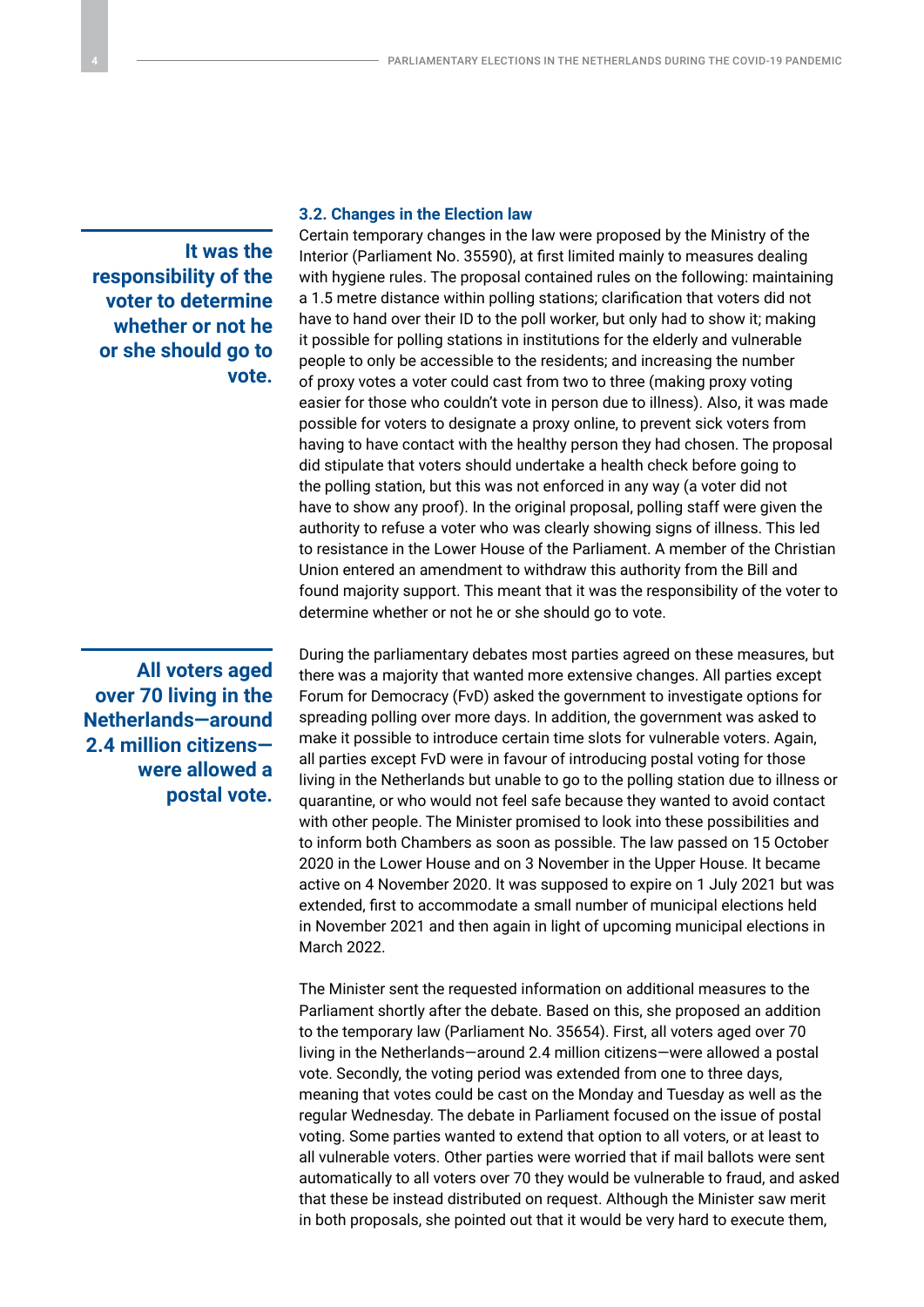### 3.2. Changes in the Election law

> **It was the responsibility of the voter to determine whether or not he or she should go to vote.**

Certain temporary changes in the law were proposed by the Ministry of the Interior (Parliament No. 35590), at first limited mainly to measures dealing with hygiene rules. The proposal contained rules on the following: maintaining a 1.5 metre distance within polling stations; clarification that voters did not have to hand over their ID to the poll worker, but only had to show it; making it possible for polling stations in institutions for the elderly and vulnerable people to only be accessible to the residents; and increasing the number of proxy votes a voter could cast from two to three (making proxy voting easier for those who couldn't vote in person due to illness). Also, it was made possible for voters to designate a proxy online, to prevent sick voters from having to have contact with the healthy person they had chosen. The proposal did stipulate that voters should undertake a health check before going to the polling station, but this was not enforced in any way (a voter did not have to show any proof). In the original proposal, polling staff were given the authority to refuse a voter who was clearly showing signs of illness. This led to resistance in the Lower House of the Parliament. A member of the Christian Union entered an amendment to withdraw this authority from the Bill and found majority support. This meant that it was the responsibility of the voter to determine whether or not he or she should go to vote.

> **All voters aged over 70 living in the Netherlands—around 2.4 million citizens—were allowed a postal vote.**

During the parliamentary debates most parties agreed on these measures, but there was a majority that wanted more extensive changes. All parties except Forum for Democracy (FvD) asked the government to investigate options for spreading polling over more days. In addition, the government was asked to make it possible to introduce certain time slots for vulnerable voters. Again, all parties except FvD were in favour of introducing postal voting for those living in the Netherlands but unable to go to the polling station due to illness or quarantine, or who would not feel safe because they wanted to avoid contact with other people. The Minister promised to look into these possibilities and to inform both Chambers as soon as possible. The law passed on 15 October 2020 in the Lower House and on 3 November in the Upper House. It became active on 4 November 2020. It was supposed to expire on 1 July 2021 but was extended, first to accommodate a small number of municipal elections held in November 2021 and then again in light of upcoming municipal elections in March 2022.

The Minister sent the requested information on additional measures to the Parliament shortly after the debate. Based on this, she proposed an addition to the temporary law (Parliament No. 35654). First, all voters aged over 70 living in the Netherlands—around 2.4 million citizens—were allowed a postal vote. Secondly, the voting period was extended from one to three days, meaning that votes could be cast on the Monday and Tuesday as well as the regular Wednesday. The debate in Parliament focused on the issue of postal voting. Some parties wanted to extend that option to all voters, or at least to all vulnerable voters. Other parties were worried that if mail ballots were sent automatically to all voters over 70 they would be vulnerable to fraud, and asked that these be instead distributed on request. Although the Minister saw merit in both proposals, she pointed out that it would be very hard to execute them,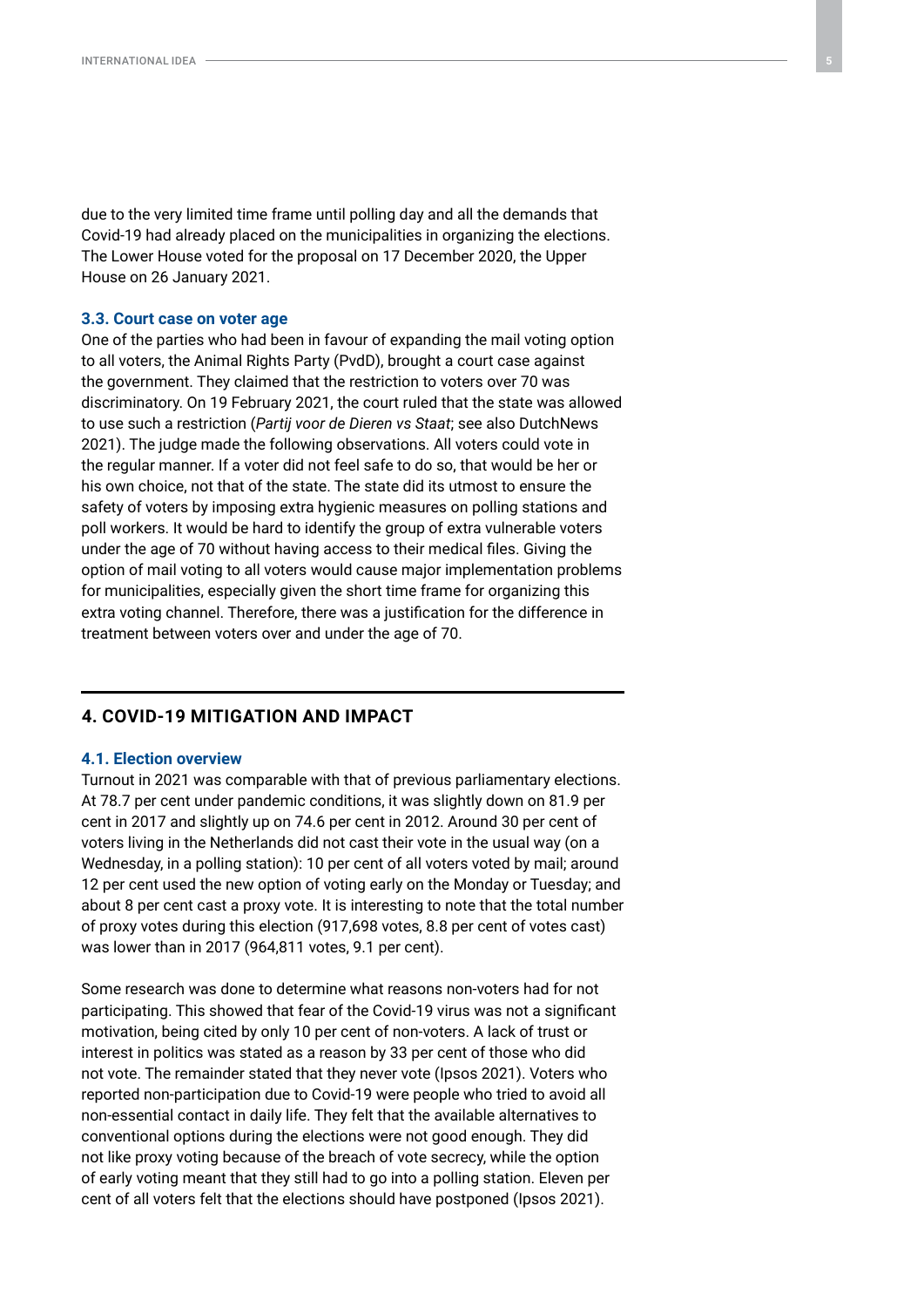due to the very limited time frame until polling day and all the demands that Covid-19 had already placed on the municipalities in organizing the elections. The Lower House voted for the proposal on 17 December 2020, the Upper House on 26 January 2021.

### 3.3. Court case on voter age

One of the parties who had been in favour of expanding the mail voting option to all voters, the Animal Rights Party (PvdD), brought a court case against the government. They claimed that the restriction to voters over 70 was discriminatory. On 19 February 2021, the court ruled that the state was allowed to use such a restriction (*Partij voor de Dieren vs Staat*; see also DutchNews 2021). The judge made the following observations. All voters could vote in the regular manner. If a voter did not feel safe to do so, that would be her or his own choice, not that of the state. The state did its utmost to ensure the safety of voters by imposing extra hygienic measures on polling stations and poll workers. It would be hard to identify the group of extra vulnerable voters under the age of 70 without having access to their medical files. Giving the option of mail voting to all voters would cause major implementation problems for municipalities, especially given the short time frame for organizing this extra voting channel. Therefore, there was a justification for the difference in treatment between voters over and under the age of 70.

## 4. COVID-19 MITIGATION AND IMPACT

### 4.1. Election overview

Turnout in 2021 was comparable with that of previous parliamentary elections. At 78.7 per cent under pandemic conditions, it was slightly down on 81.9 per cent in 2017 and slightly up on 74.6 per cent in 2012. Around 30 per cent of voters living in the Netherlands did not cast their vote in the usual way (on a Wednesday, in a polling station): 10 per cent of all voters voted by mail; around 12 per cent used the new option of voting early on the Monday or Tuesday; and about 8 per cent cast a proxy vote. It is interesting to note that the total number of proxy votes during this election (917,698 votes, 8.8 per cent of votes cast) was lower than in 2017 (964,811 votes, 9.1 per cent).

Some research was done to determine what reasons non-voters had for not participating. This showed that fear of the Covid-19 virus was not a significant motivation, being cited by only 10 per cent of non-voters. A lack of trust or interest in politics was stated as a reason by 33 per cent of those who did not vote. The remainder stated that they never vote (Ipsos 2021). Voters who reported non-participation due to Covid-19 were people who tried to avoid all non-essential contact in daily life. They felt that the available alternatives to conventional options during the elections were not good enough. They did not like proxy voting because of the breach of vote secrecy, while the option of early voting meant that they still had to go into a polling station. Eleven per cent of all voters felt that the elections should have postponed (Ipsos 2021).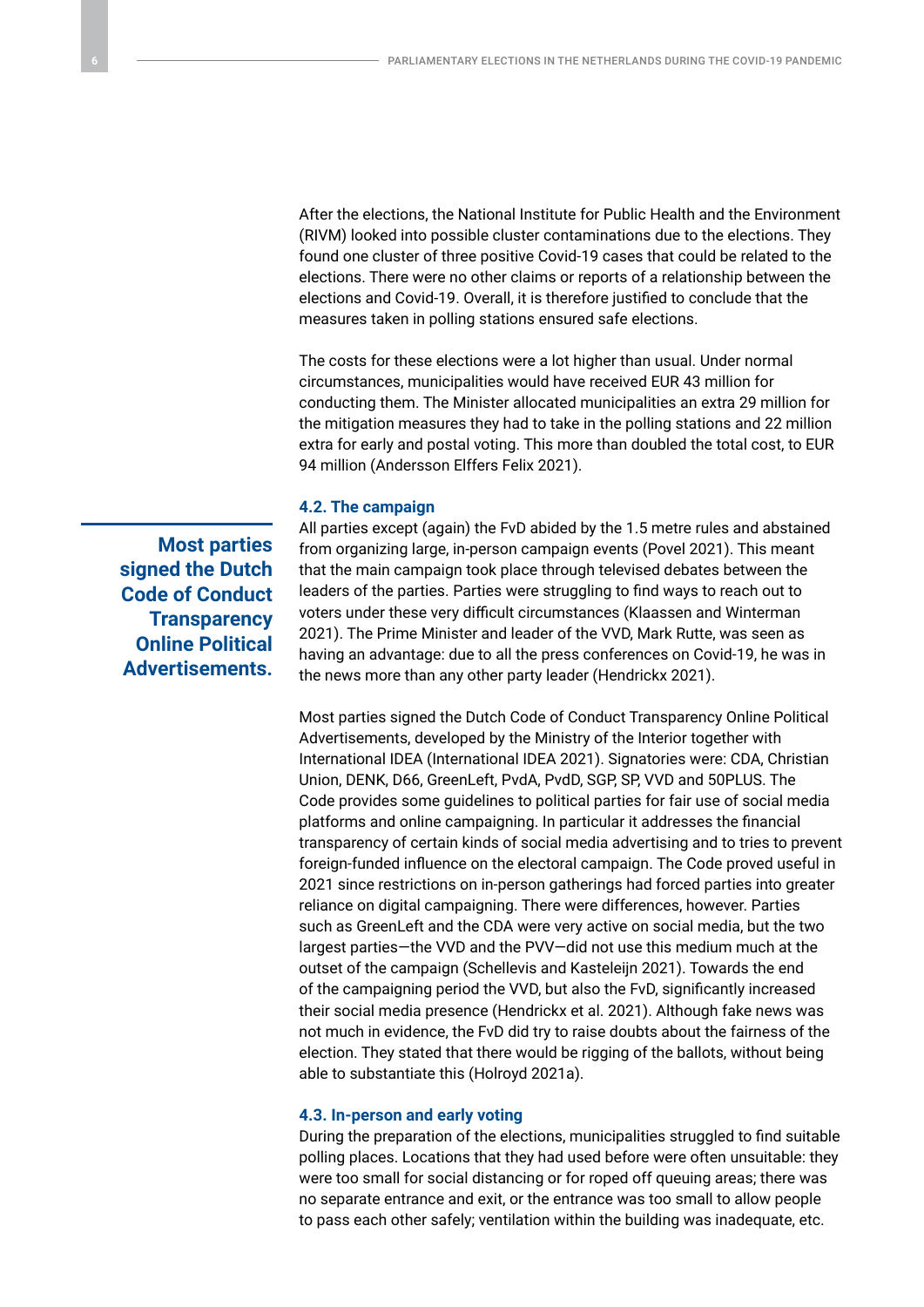After the elections, the National Institute for Public Health and the Environment (RIVM) looked into possible cluster contaminations due to the elections. They found one cluster of three positive Covid-19 cases that could be related to the elections. There were no other claims or reports of a relationship between the elections and Covid-19. Overall, it is therefore justified to conclude that the measures taken in polling stations ensured safe elections.

The costs for these elections were a lot higher than usual. Under normal circumstances, municipalities would have received EUR 43 million for conducting them. The Minister allocated municipalities an extra 29 million for the mitigation measures they had to take in the polling stations and 22 million extra for early and postal voting. This more than doubled the total cost, to EUR 94 million (Andersson Elffers Felix 2021).

### 4.2. The campaign

**Most parties signed the Dutch Code of Conduct Transparency Online Political Advertisements.**

All parties except (again) the FvD abided by the 1.5 metre rules and abstained from organizing large, in-person campaign events (Povel 2021). This meant that the main campaign took place through televised debates between the leaders of the parties. Parties were struggling to find ways to reach out to voters under these very difficult circumstances (Klaassen and Winterman 2021). The Prime Minister and leader of the VVD, Mark Rutte, was seen as having an advantage: due to all the press conferences on Covid-19, he was in the news more than any other party leader (Hendrickx 2021).

Most parties signed the Dutch Code of Conduct Transparency Online Political Advertisements, developed by the Ministry of the Interior together with International IDEA (International IDEA 2021). Signatories were: CDA, Christian Union, DENK, D66, GreenLeft, PvdA, PvdD, SGP, SP, VVD and 50PLUS. The Code provides some guidelines to political parties for fair use of social media platforms and online campaigning. In particular it addresses the financial transparency of certain kinds of social media advertising and to tries to prevent foreign-funded influence on the electoral campaign. The Code proved useful in 2021 since restrictions on in-person gatherings had forced parties into greater reliance on digital campaigning. There were differences, however. Parties such as GreenLeft and the CDA were very active on social media, but the two largest parties—the VVD and the PVV—did not use this medium much at the outset of the campaign (Schellevis and Kasteleijn 2021). Towards the end of the campaigning period the VVD, but also the FvD, significantly increased their social media presence (Hendrickx et al. 2021). Although fake news was not much in evidence, the FvD did try to raise doubts about the fairness of the election. They stated that there would be rigging of the ballots, without being able to substantiate this (Holroyd 2021a).

### 4.3. In-person and early voting

During the preparation of the elections, municipalities struggled to find suitable polling places. Locations that they had used before were often unsuitable: they were too small for social distancing or for roped off queuing areas; there was no separate entrance and exit, or the entrance was too small to allow people to pass each other safely; ventilation within the building was inadequate, etc.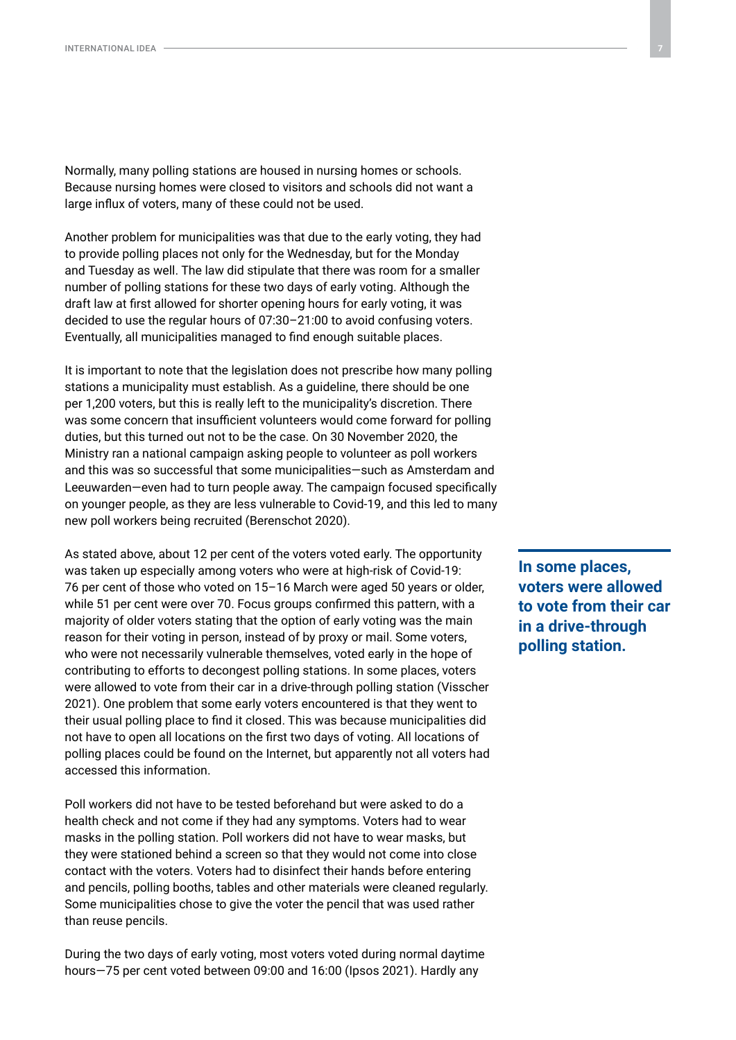Normally, many polling stations are housed in nursing homes or schools. Because nursing homes were closed to visitors and schools did not want a large influx of voters, many of these could not be used.

Another problem for municipalities was that due to the early voting, they had to provide polling places not only for the Wednesday, but for the Monday and Tuesday as well. The law did stipulate that there was room for a smaller number of polling stations for these two days of early voting. Although the draft law at first allowed for shorter opening hours for early voting, it was decided to use the regular hours of 07:30–21:00 to avoid confusing voters. Eventually, all municipalities managed to find enough suitable places.

It is important to note that the legislation does not prescribe how many polling stations a municipality must establish. As a guideline, there should be one per 1,200 voters, but this is really left to the municipality's discretion. There was some concern that insufficient volunteers would come forward for polling duties, but this turned out not to be the case. On 30 November 2020, the Ministry ran a national campaign asking people to volunteer as poll workers and this was so successful that some municipalities—such as Amsterdam and Leeuwarden—even had to turn people away. The campaign focused specifically on younger people, as they are less vulnerable to Covid-19, and this led to many new poll workers being recruited (Berenschot 2020).

As stated above, about 12 per cent of the voters voted early. The opportunity was taken up especially among voters who were at high-risk of Covid-19: 76 per cent of those who voted on 15–16 March were aged 50 years or older, while 51 per cent were over 70. Focus groups confirmed this pattern, with a majority of older voters stating that the option of early voting was the main reason for their voting in person, instead of by proxy or mail. Some voters, who were not necessarily vulnerable themselves, voted early in the hope of contributing to efforts to decongest polling stations. In some places, voters were allowed to vote from their car in a drive-through polling station (Visscher 2021). One problem that some early voters encountered is that they went to their usual polling place to find it closed. This was because municipalities did not have to open all locations on the first two days of voting. All locations of polling places could be found on the Internet, but apparently not all voters had accessed this information.

**In some places, voters were allowed to vote from their car in a drive-through polling station.**

Poll workers did not have to be tested beforehand but were asked to do a health check and not come if they had any symptoms. Voters had to wear masks in the polling station. Poll workers did not have to wear masks, but they were stationed behind a screen so that they would not come into close contact with the voters. Voters had to disinfect their hands before entering and pencils, polling booths, tables and other materials were cleaned regularly. Some municipalities chose to give the voter the pencil that was used rather than reuse pencils.

During the two days of early voting, most voters voted during normal daytime hours—75 per cent voted between 09:00 and 16:00 (Ipsos 2021). Hardly any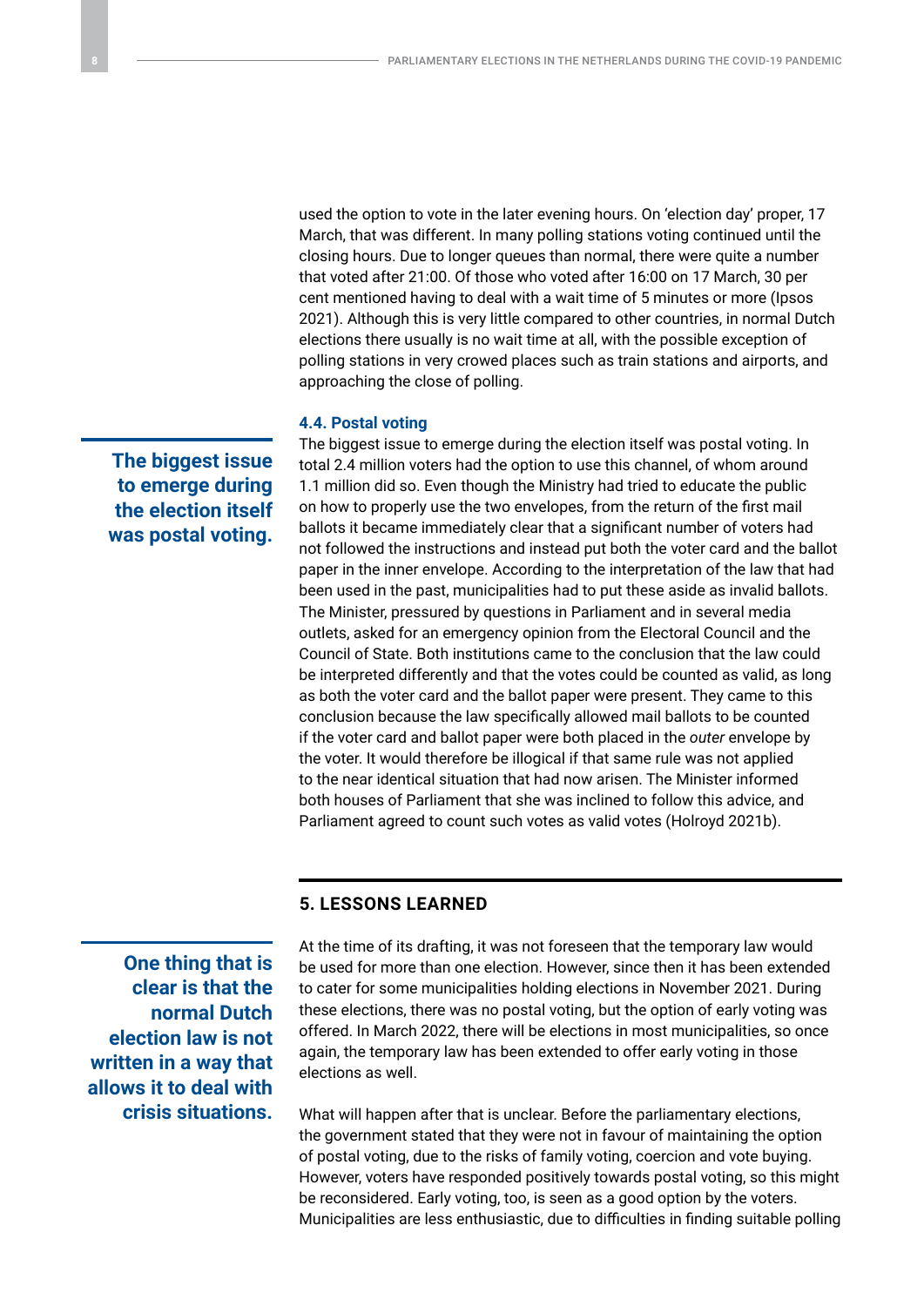used the option to vote in the later evening hours. On 'election day' proper, 17 March, that was different. In many polling stations voting continued until the closing hours. Due to longer queues than normal, there were quite a number that voted after 21:00. Of those who voted after 16:00 on 17 March, 30 per cent mentioned having to deal with a wait time of 5 minutes or more (Ipsos 2021). Although this is very little compared to other countries, in normal Dutch elections there usually is no wait time at all, with the possible exception of polling stations in very crowed places such as train stations and airports, and approaching the close of polling.

### 4.4. Postal voting

**The biggest issue to emerge during the election itself was postal voting.**

The biggest issue to emerge during the election itself was postal voting. In total 2.4 million voters had the option to use this channel, of whom around 1.1 million did so. Even though the Ministry had tried to educate the public on how to properly use the two envelopes, from the return of the first mail ballots it became immediately clear that a significant number of voters had not followed the instructions and instead put both the voter card and the ballot paper in the inner envelope. According to the interpretation of the law that had been used in the past, municipalities had to put these aside as invalid ballots. The Minister, pressured by questions in Parliament and in several media outlets, asked for an emergency opinion from the Electoral Council and the Council of State. Both institutions came to the conclusion that the law could be interpreted differently and that the votes could be counted as valid, as long as both the voter card and the ballot paper were present. They came to this conclusion because the law specifically allowed mail ballots to be counted if the voter card and ballot paper were both placed in the *outer* envelope by the voter. It would therefore be illogical if that same rule was not applied to the near identical situation that had now arisen. The Minister informed both houses of Parliament that she was inclined to follow this advice, and Parliament agreed to count such votes as valid votes (Holroyd 2021b).

## 5. LESSONS LEARNED

**One thing that is clear is that the normal Dutch election law is not written in a way that allows it to deal with crisis situations.**

At the time of its drafting, it was not foreseen that the temporary law would be used for more than one election. However, since then it has been extended to cater for some municipalities holding elections in November 2021. During these elections, there was no postal voting, but the option of early voting was offered. In March 2022, there will be elections in most municipalities, so once again, the temporary law has been extended to offer early voting in those elections as well.

What will happen after that is unclear. Before the parliamentary elections, the government stated that they were not in favour of maintaining the option of postal voting, due to the risks of family voting, coercion and vote buying. However, voters have responded positively towards postal voting, so this might be reconsidered. Early voting, too, is seen as a good option by the voters. Municipalities are less enthusiastic, due to difficulties in finding suitable polling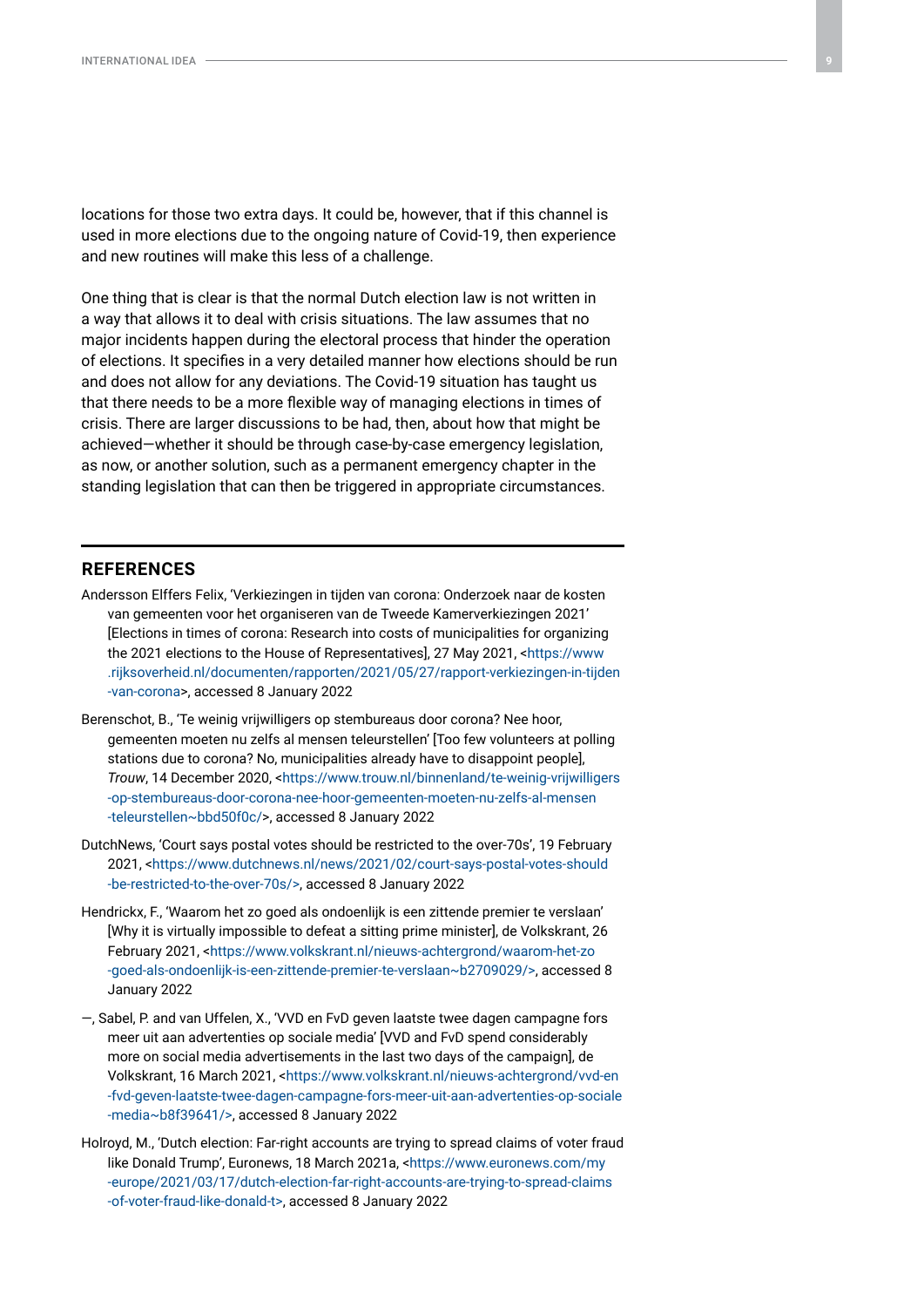locations for those two extra days. It could be, however, that if this channel is used in more elections due to the ongoing nature of Covid-19, then experience and new routines will make this less of a challenge.

One thing that is clear is that the normal Dutch election law is not written in a way that allows it to deal with crisis situations. The law assumes that no major incidents happen during the electoral process that hinder the operation of elections. It specifies in a very detailed manner how elections should be run and does not allow for any deviations. The Covid-19 situation has taught us that there needs to be a more flexible way of managing elections in times of crisis. There are larger discussions to be had, then, about how that might be achieved—whether it should be through case-by-case emergency legislation, as now, or another solution, such as a permanent emergency chapter in the standing legislation that can then be triggered in appropriate circumstances.

## REFERENCES

Andersson Elffers Felix, 'Verkiezingen in tijden van corona: Onderzoek naar de kosten van gemeenten voor het organiseren van de Tweede Kamerverkiezingen 2021' [Elections in times of corona: Research into costs of municipalities for organizing the 2021 elections to the House of Representatives], 27 May 2021, <https://www.rijksoverheid.nl/documenten/rapporten/2021/05/27/rapport-verkiezingen-in-tijden-van-corona>, accessed 8 January 2022

Berenschot, B., 'Te weinig vrijwilligers op stembureaus door corona? Nee hoor, gemeenten moeten nu zelfs al mensen teleurstellen' [Too few volunteers at polling stations due to corona? No, municipalities already have to disappoint people], *Trouw*, 14 December 2020, <https://www.trouw.nl/binnenland/te-weinig-vrijwilligers-op-stembureaus-door-corona-nee-hoor-gemeenten-moeten-nu-zelfs-al-mensen-teleurstellen~bbd50f0c/>, accessed 8 January 2022

DutchNews, 'Court says postal votes should be restricted to the over-70s', 19 February 2021, <https://www.dutchnews.nl/news/2021/02/court-says-postal-votes-should-be-restricted-to-the-over-70s/>, accessed 8 January 2022

Hendrickx, F., 'Waarom het zo goed als ondoenlijk is een zittende premier te verslaan' [Why it is virtually impossible to defeat a sitting prime minister], de Volkskrant, 26 February 2021, <https://www.volkskrant.nl/nieuws-achtergrond/waarom-het-zo-goed-als-ondoenlijk-is-een-zittende-premier-te-verslaan~b2709029/>, accessed 8 January 2022

—, Sabel, P. and van Uffelen, X., 'VVD en FvD geven laatste twee dagen campagne fors meer uit aan advertenties op sociale media' [VVD and FvD spend considerably more on social media advertisements in the last two days of the campaign], de Volkskrant, 16 March 2021, <https://www.volkskrant.nl/nieuws-achtergrond/vvd-en-fvd-geven-laatste-twee-dagen-campagne-fors-meer-uit-aan-advertenties-op-sociale-media~b8f39641/>, accessed 8 January 2022

Holroyd, M., 'Dutch election: Far-right accounts are trying to spread claims of voter fraud like Donald Trump', Euronews, 18 March 2021a, <https://www.euronews.com/my-europe/2021/03/17/dutch-election-far-right-accounts-are-trying-to-spread-claims-of-voter-fraud-like-donald-t>, accessed 8 January 2022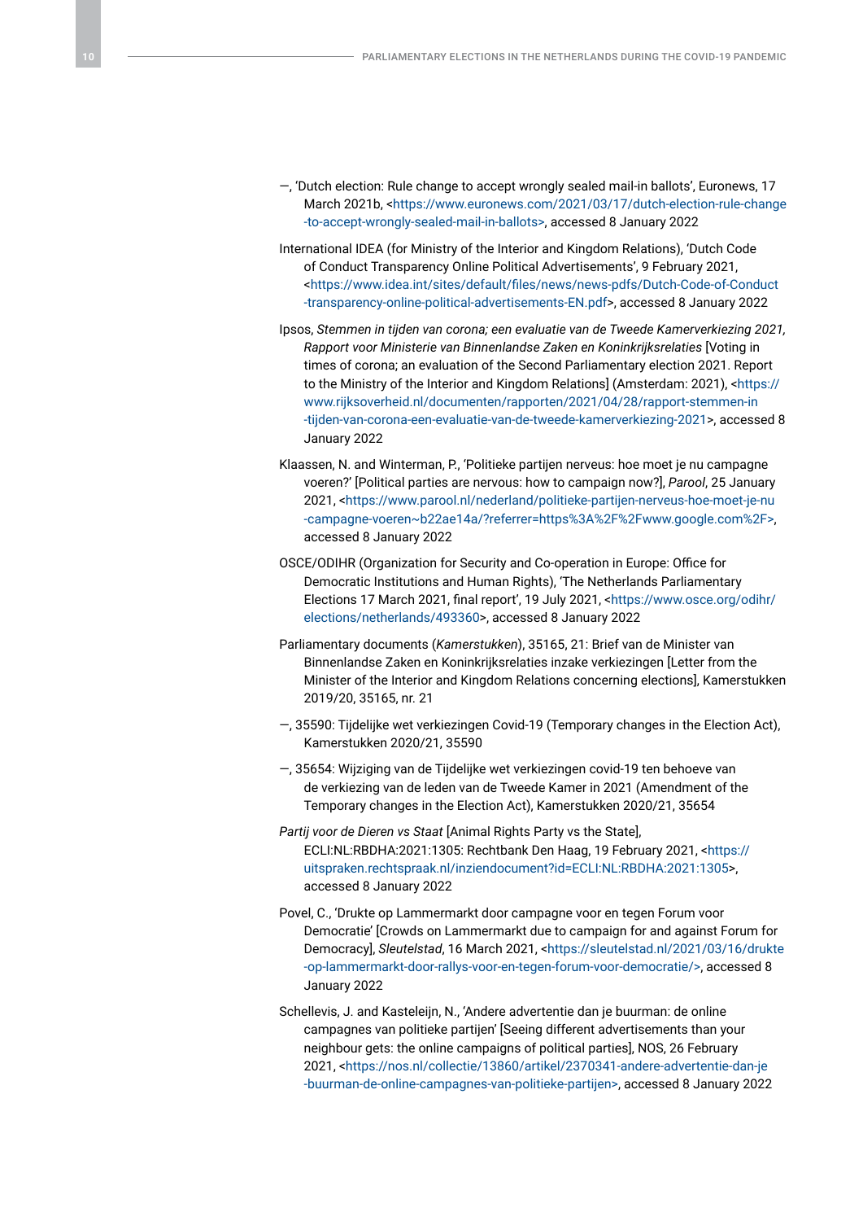—, 'Dutch election: Rule change to accept wrongly sealed mail-in ballots', Euronews, 17 March 2021b, <https://www.euronews.com/2021/03/17/dutch-election-rule-change-to-accept-wrongly-sealed-mail-in-ballots>, accessed 8 January 2022

International IDEA (for Ministry of the Interior and Kingdom Relations), 'Dutch Code of Conduct Transparency Online Political Advertisements', 9 February 2021, <https://www.idea.int/sites/default/files/news/news-pdfs/Dutch-Code-of-Conduct-transparency-online-political-advertisements-EN.pdf>, accessed 8 January 2022

Ipsos, *Stemmen in tijden van corona; een evaluatie van de Tweede Kamerverkiezing 2021, Rapport voor Ministerie van Binnenlandse Zaken en Koninkrijksrelaties* [Voting in times of corona; an evaluation of the Second Parliamentary election 2021. Report to the Ministry of the Interior and Kingdom Relations] (Amsterdam: 2021), <https://www.rijksoverheid.nl/documenten/rapporten/2021/04/28/rapport-stemmen-in-tijden-van-corona-een-evaluatie-van-de-tweede-kamerverkiezing-2021>, accessed 8 January 2022

Klaassen, N. and Winterman, P., 'Politieke partijen nerveus: hoe moet je nu campagne voeren?' [Political parties are nervous: how to campaign now?], *Parool*, 25 January 2021, <https://www.parool.nl/nederland/politieke-partijen-nerveus-hoe-moet-je-nu-campagne-voeren~b22ae14a/?referrer=https%3A%2F%2Fwww.google.com%2F>, accessed 8 January 2022

OSCE/ODIHR (Organization for Security and Co-operation in Europe: Office for Democratic Institutions and Human Rights), 'The Netherlands Parliamentary Elections 17 March 2021, final report', 19 July 2021, <https://www.osce.org/odihr/elections/netherlands/493360>, accessed 8 January 2022

Parliamentary documents (*Kamerstukken*), 35165, 21: Brief van de Minister van Binnenlandse Zaken en Koninkrijksrelaties inzake verkiezingen [Letter from the Minister of the Interior and Kingdom Relations concerning elections], Kamerstukken 2019/20, 35165, nr. 21

—, 35590: Tijdelijke wet verkiezingen Covid-19 (Temporary changes in the Election Act), Kamerstukken 2020/21, 35590

—, 35654: Wijziging van de Tijdelijke wet verkiezingen covid-19 ten behoeve van de verkiezing van de leden van de Tweede Kamer in 2021 (Amendment of the Temporary changes in the Election Act), Kamerstukken 2020/21, 35654

*Partij voor de Dieren vs Staat* [Animal Rights Party vs the State], ECLI:NL:RBDHA:2021:1305: Rechtbank Den Haag, 19 February 2021, <https://uitspraken.rechtspraak.nl/inziendocument?id=ECLI:NL:RBDHA:2021:1305>, accessed 8 January 2022

Povel, C., 'Drukte op Lammermarkt door campagne voor en tegen Forum voor Democratie' [Crowds on Lammermarkt due to campaign for and against Forum for Democracy], *Sleutelstad*, 16 March 2021, <https://sleutelstad.nl/2021/03/16/drukte-op-lammermarkt-door-rallys-voor-en-tegen-forum-voor-democratie/>, accessed 8 January 2022

Schellevis, J. and Kasteleijn, N., 'Andere advertentie dan je buurman: de online campagnes van politieke partijen' [Seeing different advertisements than your neighbour gets: the online campaigns of political parties], NOS, 26 February 2021, <https://nos.nl/collectie/13860/artikel/2370341-andere-advertentie-dan-je-buurman-de-online-campagnes-van-politieke-partijen>, accessed 8 January 2022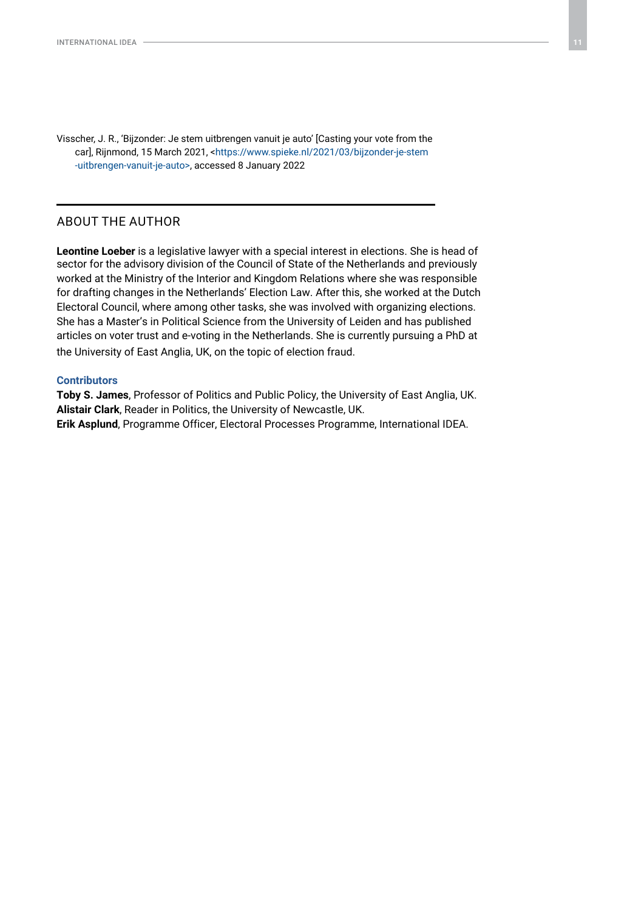Visscher, J. R., 'Bijzonder: Je stem uitbrengen vanuit je auto' [Casting your vote from the car], Rijnmond, 15 March 2021, <https://www.spieke.nl/2021/03/bijzonder-je-stem-uitbrengen-vanuit-je-auto>, accessed 8 January 2022

## ABOUT THE AUTHOR

**Leontine Loeber** is a legislative lawyer with a special interest in elections. She is head of sector for the advisory division of the Council of State of the Netherlands and previously worked at the Ministry of the Interior and Kingdom Relations where she was responsible for drafting changes in the Netherlands' Election Law. After this, she worked at the Dutch Electoral Council, where among other tasks, she was involved with organizing elections. She has a Master's in Political Science from the University of Leiden and has published articles on voter trust and e-voting in the Netherlands. She is currently pursuing a PhD at the University of East Anglia, UK, on the topic of election fraud.

### Contributors

**Toby S. James**, Professor of Politics and Public Policy, the University of East Anglia, UK.
**Alistair Clark**, Reader in Politics, the University of Newcastle, UK.
**Erik Asplund**, Programme Officer, Electoral Processes Programme, International IDEA.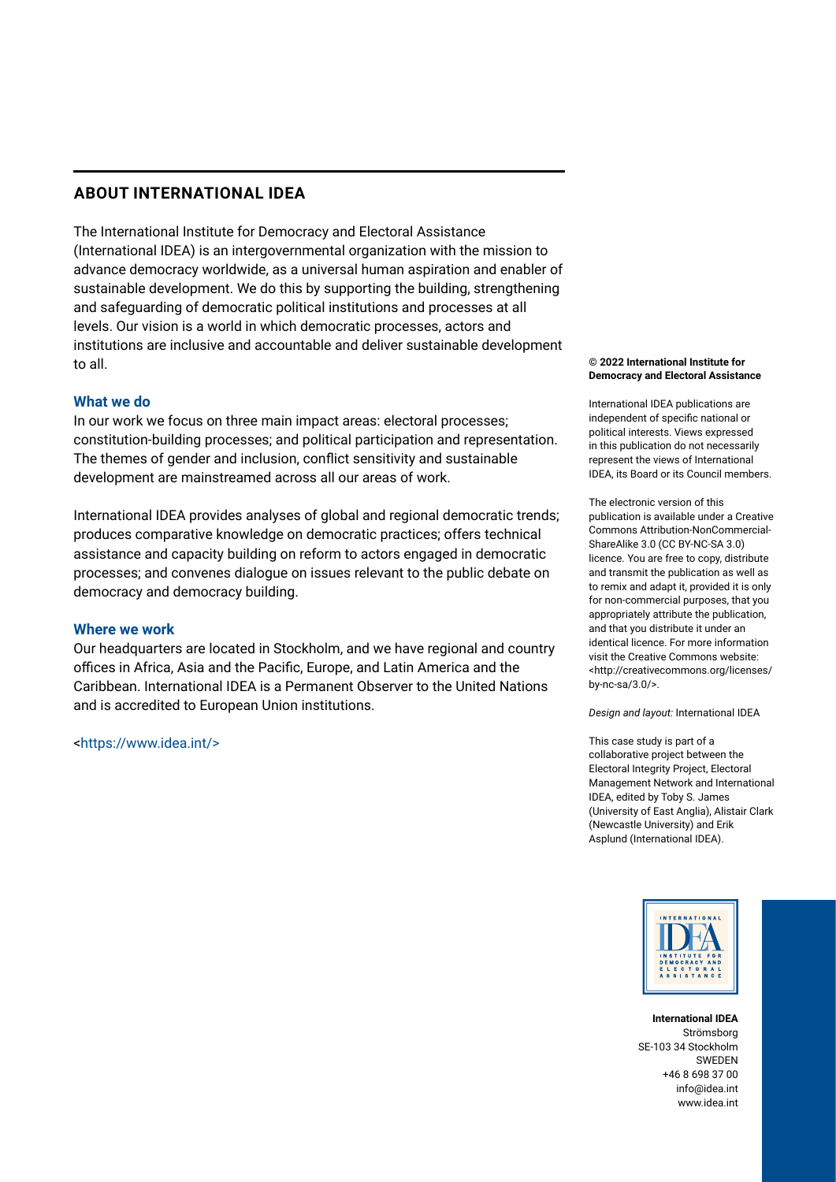## ABOUT INTERNATIONAL IDEA

The International Institute for Democracy and Electoral Assistance (International IDEA) is an intergovernmental organization with the mission to advance democracy worldwide, as a universal human aspiration and enabler of sustainable development. We do this by supporting the building, strengthening and safeguarding of democratic political institutions and processes at all levels. Our vision is a world in which democratic processes, actors and institutions are inclusive and accountable and deliver sustainable development to all.

### What we do

In our work we focus on three main impact areas: electoral processes; constitution-building processes; and political participation and representation. The themes of gender and inclusion, conflict sensitivity and sustainable development are mainstreamed across all our areas of work.

International IDEA provides analyses of global and regional democratic trends; produces comparative knowledge on democratic practices; offers technical assistance and capacity building on reform to actors engaged in democratic processes; and convenes dialogue on issues relevant to the public debate on democracy and democracy building.

### Where we work

Our headquarters are located in Stockholm, and we have regional and country offices in Africa, Asia and the Pacific, Europe, and Latin America and the Caribbean. International IDEA is a Permanent Observer to the United Nations and is accredited to European Union institutions.

<https://www.idea.int/>

**© 2022 International Institute for Democracy and Electoral Assistance**

International IDEA publications are independent of specific national or political interests. Views expressed in this publication do not necessarily represent the views of International IDEA, its Board or its Council members.

The electronic version of this publication is available under a Creative Commons Attribution-NonCommercial-ShareAlike 3.0 (CC BY-NC-SA 3.0) licence. You are free to copy, distribute and transmit the publication as well as to remix and adapt it, provided it is only for non-commercial purposes, that you appropriately attribute the publication, and that you distribute it under an identical licence. For more information visit the Creative Commons website: <http://creativecommons.org/licenses/by-nc-sa/3.0/>.

*Design and layout:* International IDEA

This case study is part of a collaborative project between the Electoral Integrity Project, Electoral Management Network and International IDEA, edited by Toby S. James (University of East Anglia), Alistair Clark (Newcastle University) and Erik Asplund (International IDEA).

INTERNATIONAL IDEA INSTITUTE FOR DEMOCRACY AND ELECTORAL ASSISTANCE

**International IDEA**
Strömsborg
SE-103 34 Stockholm
SWEDEN
+46 8 698 37 00
info@idea.int
www.idea.int